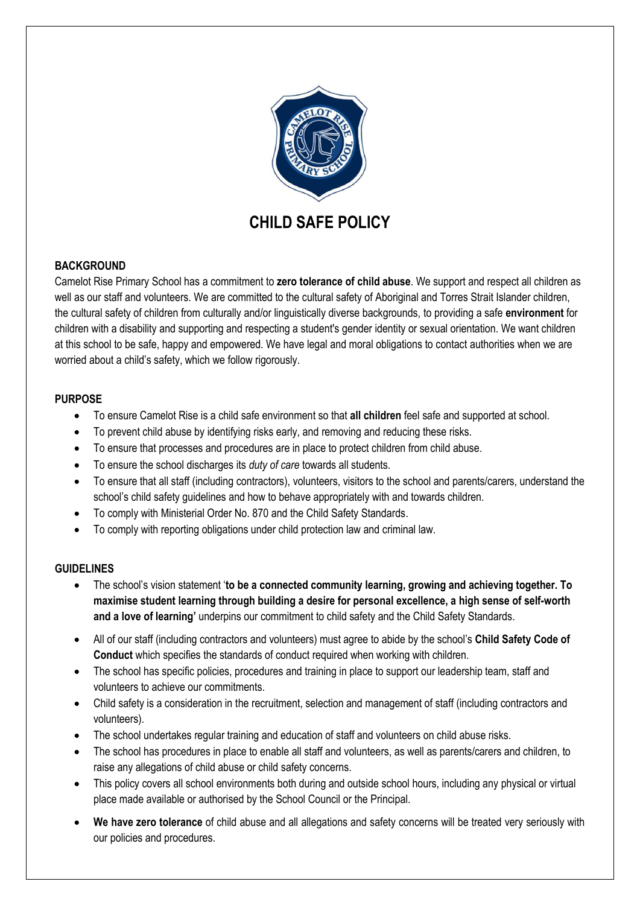# CHILD SAFE POLICY

## BACKGROUND

Camelot Rise Primary School has a commitment to **zero tolerance of child abuse**. We support and respect all children as well as our staff and volunteers. We are committed to the cultural safety of Aboriginal and Torres Strait Islander children, the cultural safety of children from culturally and/or linguistically diverse backgrounds, to providing a safe **environment** for children with a disability and supporting and respecting a student's gender identity or sexual orientation. We want children at this school to be safe, happy and empowered. We have legal and moral obligations to contact authorities when we are worried about a child's safety, which we follow rigorously.

## PURPOSE

- To ensure Camelot Rise is a child safe environment so that **all children** feel safe and supported at school.
- To prevent child abuse by identifying risks early, and removing and reducing these risks.
- To ensure that processes and procedures are in place to protect children from child abuse.
- To ensure the school discharges its *duty of care* towards all students.
- To ensure that all staff (including contractors), volunteers, visitors to the school and parents/carers, understand the school's child safety guidelines and how to behave appropriately with and towards children.
- To comply with Ministerial Order No. 870 and the Child Safety Standards.
- To comply with reporting obligations under child protection law and criminal law.

## GUIDELINES

- The school's vision statement '**to be a connected community learning, growing and achieving together. To maximise student learning through building a desire for personal excellence, a high sense of self-worth and a love of learning'** underpins our commitment to child safety and the Child Safety Standards.
- All of our staff (including contractors and volunteers) must agree to abide by the school's **Child Safety Code of Conduct** which specifies the standards of conduct required when working with children.
- The school has specific policies, procedures and training in place to support our leadership team, staff and volunteers to achieve our commitments.
- Child safety is a consideration in the recruitment, selection and management of staff (including contractors and volunteers).
- The school undertakes regular training and education of staff and volunteers on child abuse risks.
- The school has procedures in place to enable all staff and volunteers, as well as parents/carers and children, to raise any allegations of child abuse or child safety concerns.
- This policy covers all school environments both during and outside school hours, including any physical or virtual place made available or authorised by the School Council or the Principal.
- **We have zero tolerance** of child abuse and all allegations and safety concerns will be treated very seriously with our policies and procedures.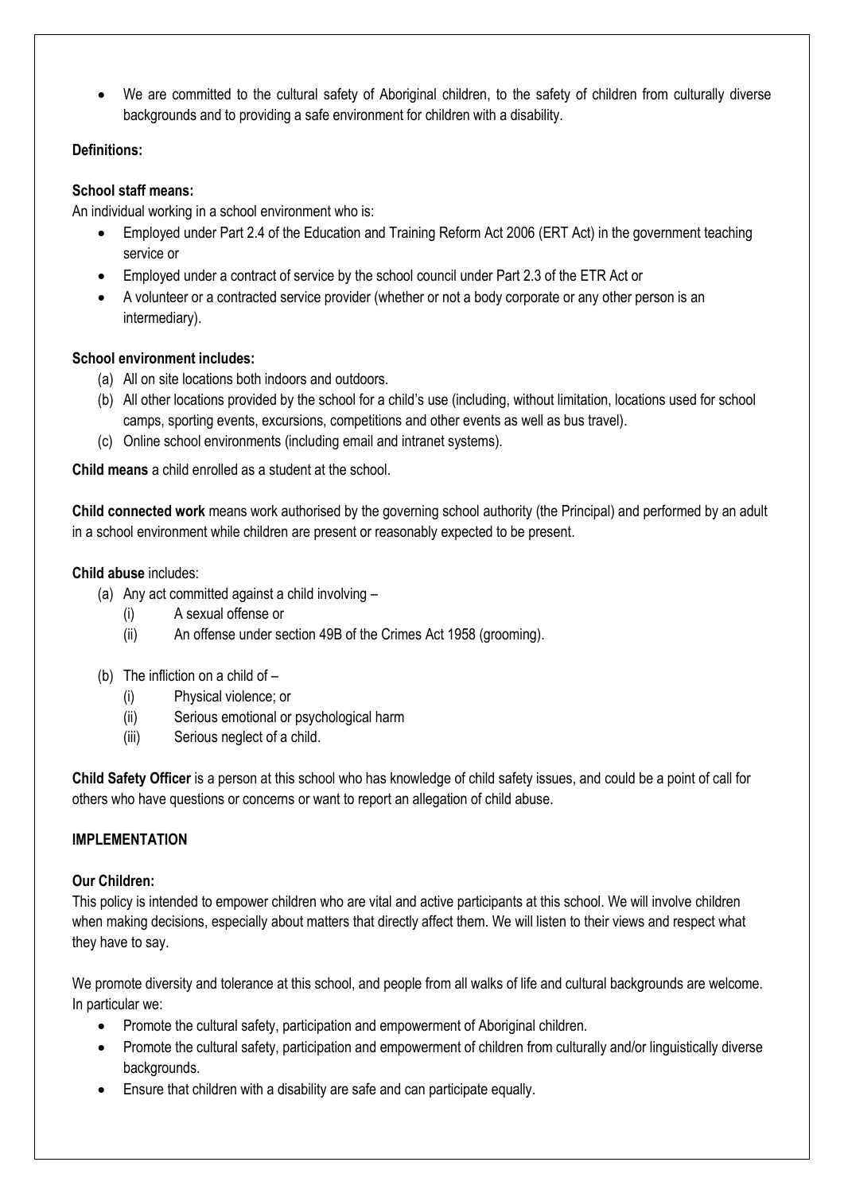- We are committed to the cultural safety of Aboriginal children, to the safety of children from culturally diverse backgrounds and to providing a safe environment for children with a disability.

**Definitions:**

**School staff means:**

An individual working in a school environment who is:

- Employed under Part 2.4 of the Education and Training Reform Act 2006 (ERT Act) in the government teaching service or
- Employed under a contract of service by the school council under Part 2.3 of the ETR Act or
- A volunteer or a contracted service provider (whether or not a body corporate or any other person is an intermediary).

**School environment includes:**

(a) All on site locations both indoors and outdoors.

(b) All other locations provided by the school for a child's use (including, without limitation, locations used for school camps, sporting events, excursions, competitions and other events as well as bus travel).

(c) Online school environments (including email and intranet systems).

**Child means** a child enrolled as a student at the school.

**Child connected work** means work authorised by the governing school authority (the Principal) and performed by an adult in a school environment while children are present or reasonably expected to be present.

**Child abuse** includes:

(a) Any act committed against a child involving –
   (i) A sexual offense or
   (ii) An offense under section 49B of the Crimes Act 1958 (grooming).

(b) The infliction on a child of –
   (i) Physical violence; or
   (ii) Serious emotional or psychological harm
   (iii) Serious neglect of a child.

**Child Safety Officer** is a person at this school who has knowledge of child safety issues, and could be a point of call for others who have questions or concerns or want to report an allegation of child abuse.

**IMPLEMENTATION**

**Our Children:**

This policy is intended to empower children who are vital and active participants at this school. We will involve children when making decisions, especially about matters that directly affect them. We will listen to their views and respect what they have to say.

We promote diversity and tolerance at this school, and people from all walks of life and cultural backgrounds are welcome. In particular we:

- Promote the cultural safety, participation and empowerment of Aboriginal children.
- Promote the cultural safety, participation and empowerment of children from culturally and/or linguistically diverse backgrounds.
- Ensure that children with a disability are safe and can participate equally.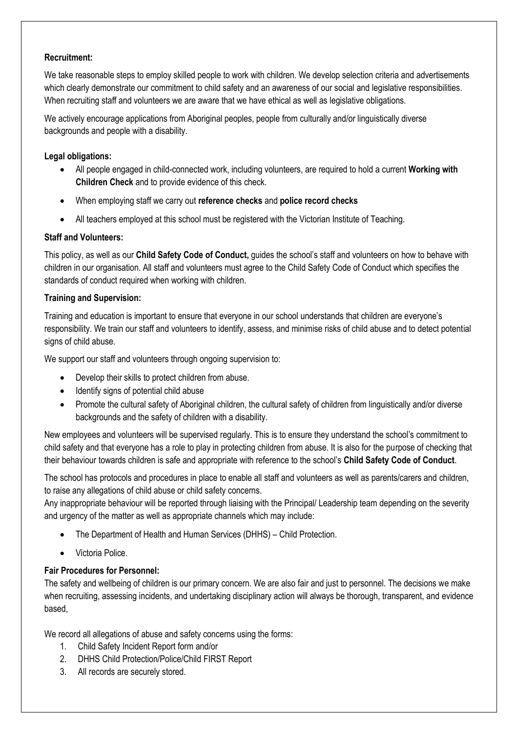**Recruitment:**

We take reasonable steps to employ skilled people to work with children. We develop selection criteria and advertisements which clearly demonstrate our commitment to child safety and an awareness of our social and legislative responsibilities. When recruiting staff and volunteers we are aware that we have ethical as well as legislative obligations.

We actively encourage applications from Aboriginal peoples, people from culturally and/or linguistically diverse backgrounds and people with a disability.

**Legal obligations:**

- All people engaged in child-connected work, including volunteers, are required to hold a current **Working with Children Check** and to provide evidence of this check.
- When employing staff we carry out **reference checks** and **police record checks**
- All teachers employed at this school must be registered with the Victorian Institute of Teaching.

**Staff and Volunteers:**

This policy, as well as our **Child Safety Code of Conduct,** guides the school's staff and volunteers on how to behave with children in our organisation. All staff and volunteers must agree to the Child Safety Code of Conduct which specifies the standards of conduct required when working with children.

**Training and Supervision:**

Training and education is important to ensure that everyone in our school understands that children are everyone's responsibility. We train our staff and volunteers to identify, assess, and minimise risks of child abuse and to detect potential signs of child abuse.

We support our staff and volunteers through ongoing supervision to:

- Develop their skills to protect children from abuse.
- Identify signs of potential child abuse
- Promote the cultural safety of Aboriginal children, the cultural safety of children from linguistically and/or diverse backgrounds and the safety of children with a disability.

New employees and volunteers will be supervised regularly. This is to ensure they understand the school's commitment to child safety and that everyone has a role to play in protecting children from abuse. It is also for the purpose of checking that their behaviour towards children is safe and appropriate with reference to the school's **Child Safety Code of Conduct**.

The school has protocols and procedures in place to enable all staff and volunteers as well as parents/carers and children, to raise any allegations of child abuse or child safety concerns.
Any inappropriate behaviour will be reported through liaising with the Principal/ Leadership team depending on the severity and urgency of the matter as well as appropriate channels which may include:

- The Department of Health and Human Services (DHHS) – Child Protection.
- Victoria Police.

**Fair Procedures for Personnel:**

The safety and wellbeing of children is our primary concern. We are also fair and just to personnel. The decisions we make when recruiting, assessing incidents, and undertaking disciplinary action will always be thorough, transparent, and evidence based,

We record all allegations of abuse and safety concerns using the forms:

1. Child Safety Incident Report form and/or
2. DHHS Child Protection/Police/Child FIRST Report
3. All records are securely stored.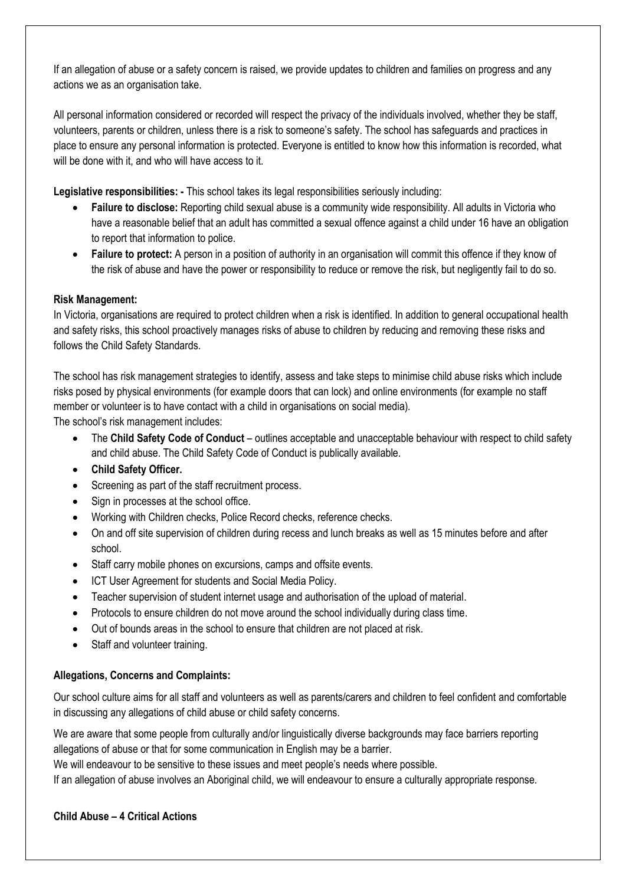If an allegation of abuse or a safety concern is raised, we provide updates to children and families on progress and any actions we as an organisation take.

All personal information considered or recorded will respect the privacy of the individuals involved, whether they be staff, volunteers, parents or children, unless there is a risk to someone's safety. The school has safeguards and practices in place to ensure any personal information is protected. Everyone is entitled to know how this information is recorded, what will be done with it, and who will have access to it.

**Legislative responsibilities: -** This school takes its legal responsibilities seriously including:

- **Failure to disclose:** Reporting child sexual abuse is a community wide responsibility. All adults in Victoria who have a reasonable belief that an adult has committed a sexual offence against a child under 16 have an obligation to report that information to police.
- **Failure to protect:** A person in a position of authority in an organisation will commit this offence if they know of the risk of abuse and have the power or responsibility to reduce or remove the risk, but negligently fail to do so.

**Risk Management:**

In Victoria, organisations are required to protect children when a risk is identified. In addition to general occupational health and safety risks, this school proactively manages risks of abuse to children by reducing and removing these risks and follows the Child Safety Standards.

The school has risk management strategies to identify, assess and take steps to minimise child abuse risks which include risks posed by physical environments (for example doors that can lock) and online environments (for example no staff member or volunteer is to have contact with a child in organisations on social media).

The school's risk management includes:

- The **Child Safety Code of Conduct** – outlines acceptable and unacceptable behaviour with respect to child safety and child abuse. The Child Safety Code of Conduct is publically available.
- **Child Safety Officer.**
- Screening as part of the staff recruitment process.
- Sign in processes at the school office.
- Working with Children checks, Police Record checks, reference checks.
- On and off site supervision of children during recess and lunch breaks as well as 15 minutes before and after school.
- Staff carry mobile phones on excursions, camps and offsite events.
- ICT User Agreement for students and Social Media Policy.
- Teacher supervision of student internet usage and authorisation of the upload of material.
- Protocols to ensure children do not move around the school individually during class time.
- Out of bounds areas in the school to ensure that children are not placed at risk.
- Staff and volunteer training.

**Allegations, Concerns and Complaints:**

Our school culture aims for all staff and volunteers as well as parents/carers and children to feel confident and comfortable in discussing any allegations of child abuse or child safety concerns.

We are aware that some people from culturally and/or linguistically diverse backgrounds may face barriers reporting allegations of abuse or that for some communication in English may be a barrier.

We will endeavour to be sensitive to these issues and meet people's needs where possible.

If an allegation of abuse involves an Aboriginal child, we will endeavour to ensure a culturally appropriate response.

**Child Abuse – 4 Critical Actions**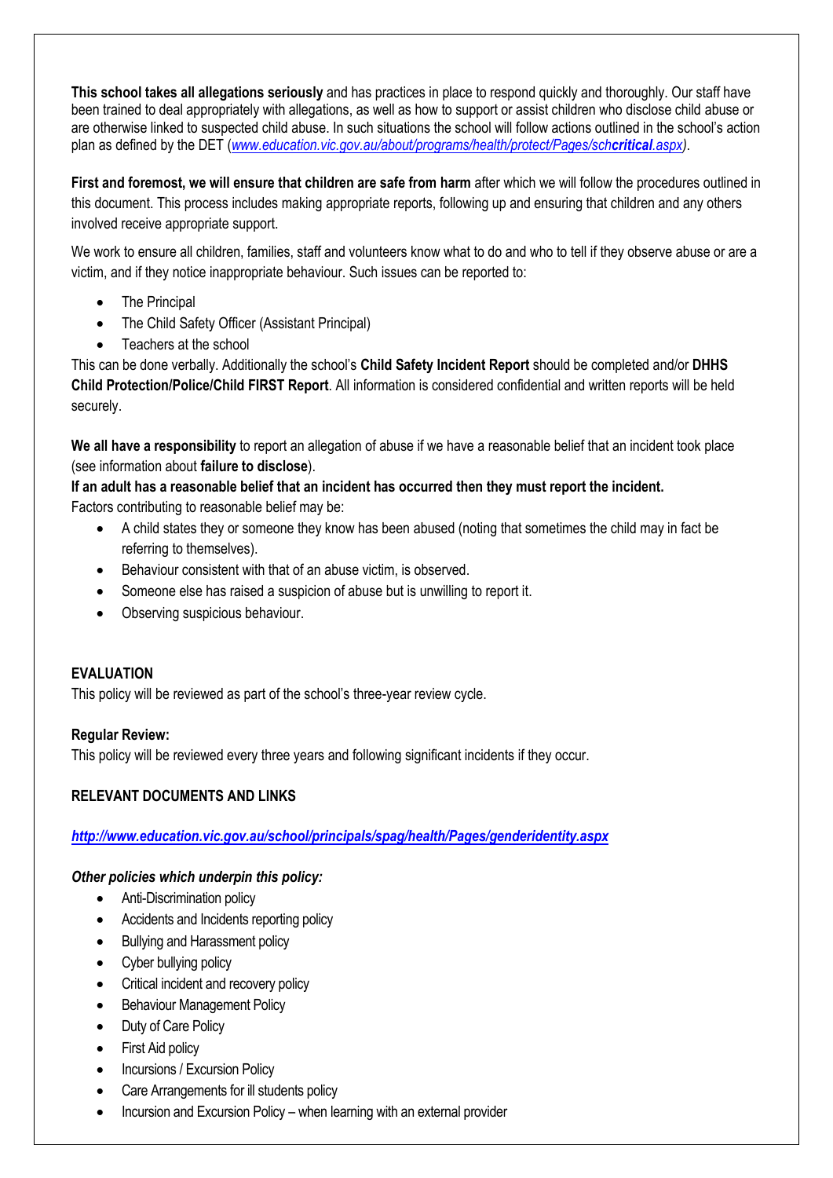**This school takes all allegations seriously** and has practices in place to respond quickly and thoroughly. Our staff have been trained to deal appropriately with allegations, as well as how to support or assist children who disclose child abuse or are otherwise linked to suspected child abuse. In such situations the school will follow actions outlined in the school's action plan as defined by the DET (*www.education.vic.gov.au/about/programs/health/protect/Pages/sch**critical**.aspx)*.

**First and foremost, we will ensure that children are safe from harm** after which we will follow the procedures outlined in this document. This process includes making appropriate reports, following up and ensuring that children and any others involved receive appropriate support.

We work to ensure all children, families, staff and volunteers know what to do and who to tell if they observe abuse or are a victim, and if they notice inappropriate behaviour. Such issues can be reported to:

- The Principal
- The Child Safety Officer (Assistant Principal)
- Teachers at the school

This can be done verbally. Additionally the school's **Child Safety Incident Report** should be completed and/or **DHHS Child Protection/Police/Child FIRST Report**. All information is considered confidential and written reports will be held securely.

**We all have a responsibility** to report an allegation of abuse if we have a reasonable belief that an incident took place (see information about **failure to disclose**).

**If an adult has a reasonable belief that an incident has occurred then they must report the incident.**

Factors contributing to reasonable belief may be:

- A child states they or someone they know has been abused (noting that sometimes the child may in fact be referring to themselves).
- Behaviour consistent with that of an abuse victim, is observed.
- Someone else has raised a suspicion of abuse but is unwilling to report it.
- Observing suspicious behaviour.

**EVALUATION**

This policy will be reviewed as part of the school's three-year review cycle.

**Regular Review:**

This policy will be reviewed every three years and following significant incidents if they occur.

**RELEVANT DOCUMENTS AND LINKS**

***http://www.education.vic.gov.au/school/principals/spag/health/Pages/genderidentity.aspx***

***Other policies which underpin this policy:***

- Anti-Discrimination policy
- Accidents and Incidents reporting policy
- Bullying and Harassment policy
- Cyber bullying policy
- Critical incident and recovery policy
- Behaviour Management Policy
- Duty of Care Policy
- First Aid policy
- Incursions / Excursion Policy
- Care Arrangements for ill students policy
- Incursion and Excursion Policy – when learning with an external provider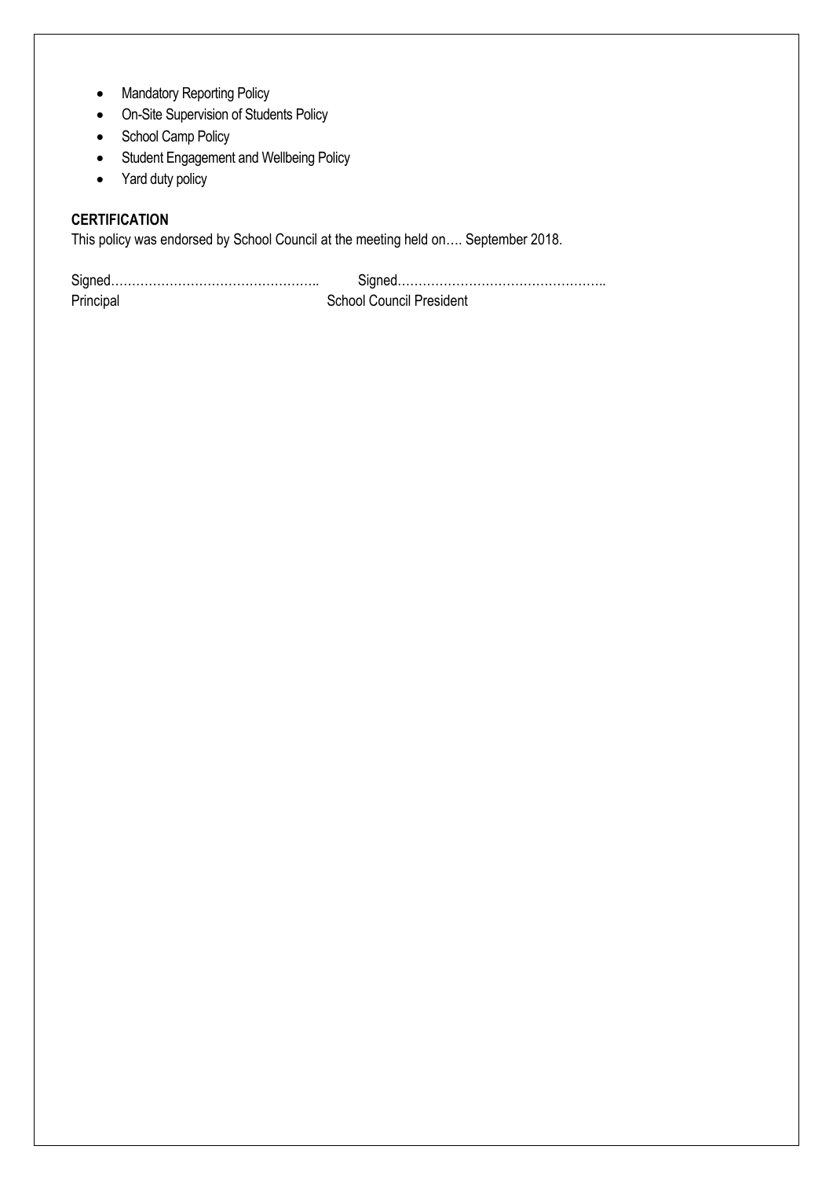- Mandatory Reporting Policy
- On-Site Supervision of Students Policy
- School Camp Policy
- Student Engagement and Wellbeing Policy
- Yard duty policy

**CERTIFICATION**

This policy was endorsed by School Council at the meeting held on…. September 2018.

Signed…………………………………………..  Signed…………………………………………..

Principal  School Council President